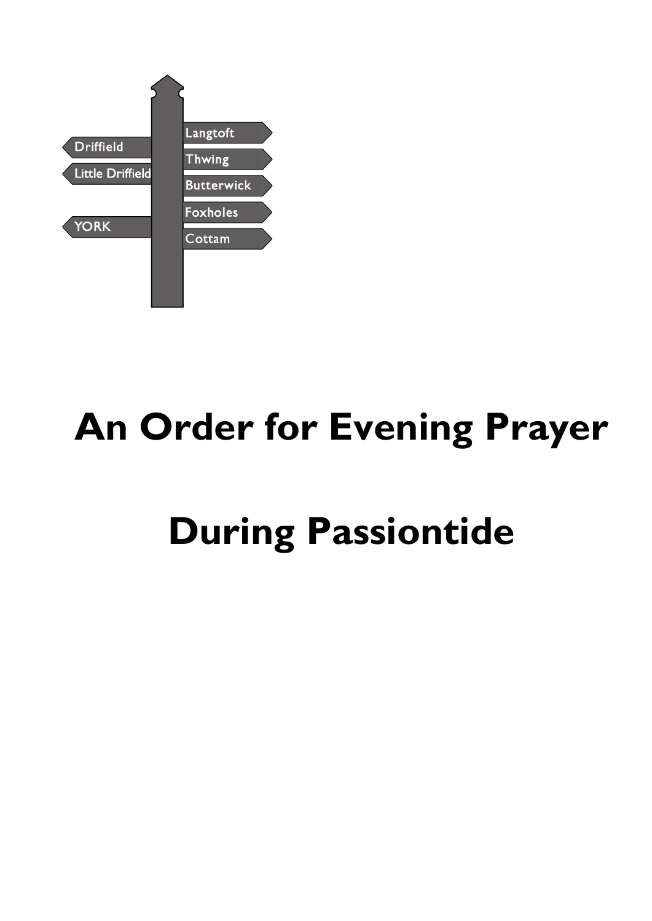Driffield

Little Driffield

YORK

Langtoft

Thwing

Butterwick

Foxholes

Cottam

# An Order for Evening Prayer

# During Passiontide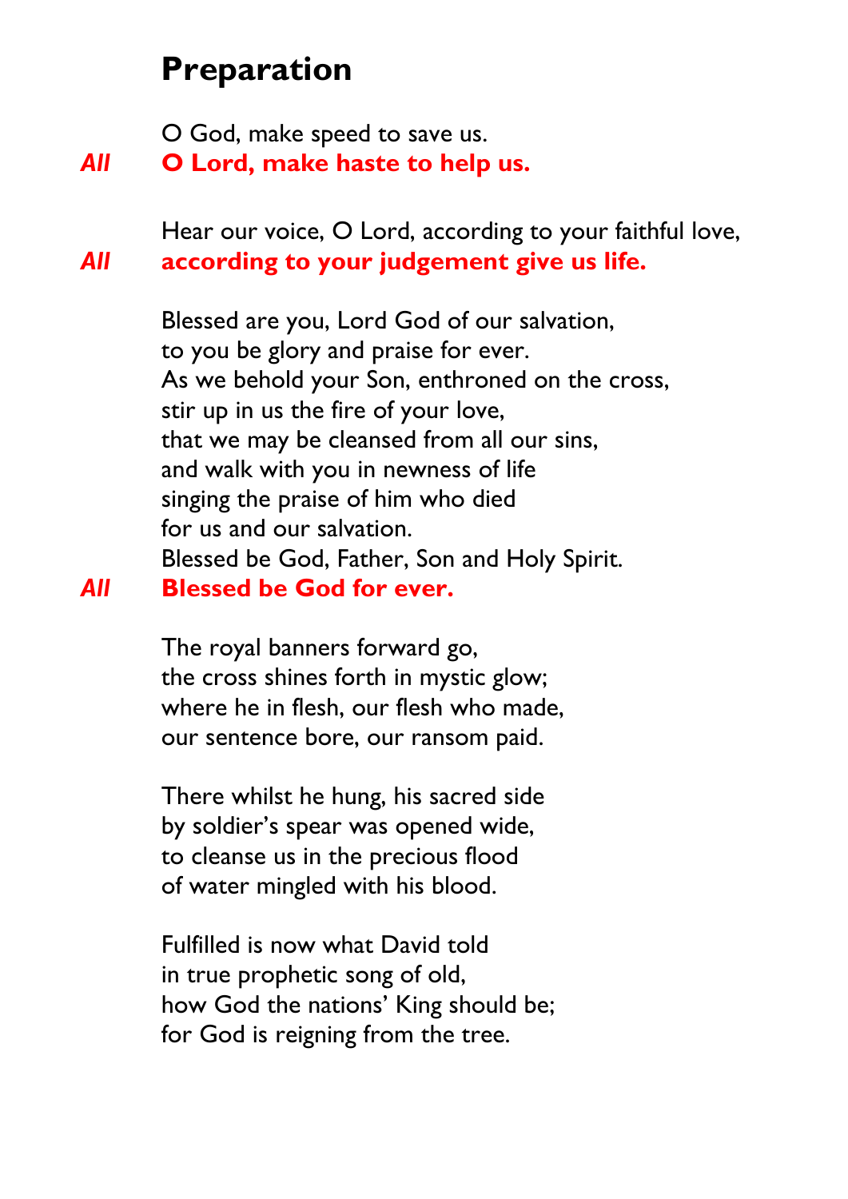## Preparation

O God, make speed to save us.
*All* **O Lord, make haste to help us.**

Hear our voice, O Lord, according to your faithful love,
*All* **according to your judgement give us life.**

Blessed are you, Lord God of our salvation,
to you be glory and praise for ever.
As we behold your Son, enthroned on the cross,
stir up in us the fire of your love,
that we may be cleansed from all our sins,
and walk with you in newness of life
singing the praise of him who died
for us and our salvation.
Blessed be God, Father, Son and Holy Spirit.
*All* **Blessed be God for ever.**

The royal banners forward go,
the cross shines forth in mystic glow;
where he in flesh, our flesh who made,
our sentence bore, our ransom paid.

There whilst he hung, his sacred side
by soldier's spear was opened wide,
to cleanse us in the precious flood
of water mingled with his blood.

Fulfilled is now what David told
in true prophetic song of old,
how God the nations' King should be;
for God is reigning from the tree.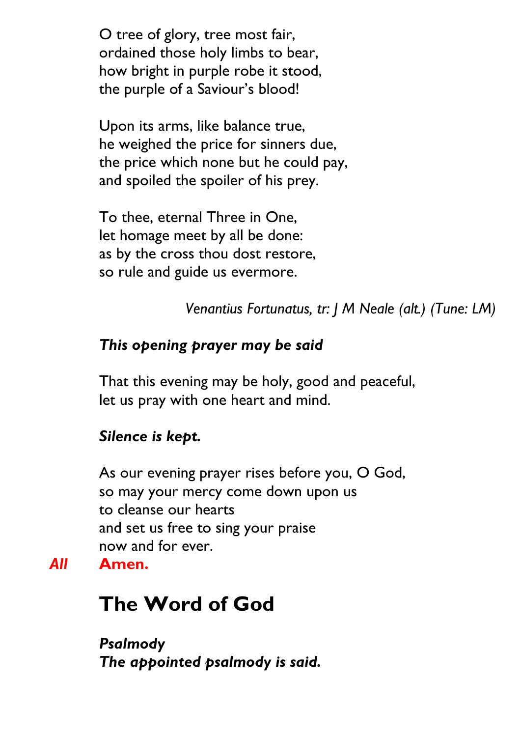O tree of glory, tree most fair,
ordained those holy limbs to bear,
how bright in purple robe it stood,
the purple of a Saviour's blood!

Upon its arms, like balance true,
he weighed the price for sinners due,
the price which none but he could pay,
and spoiled the spoiler of his prey.

To thee, eternal Three in One,
let homage meet by all be done:
as by the cross thou dost restore,
so rule and guide us evermore.

*Venantius Fortunatus, tr: J M Neale (alt.) (Tune: LM)*

***This opening prayer may be said***

That this evening may be holy, good and peaceful,
let us pray with one heart and mind.

***Silence is kept.***

As our evening prayer rises before you, O God,
so may your mercy come down upon us
to cleanse our hearts
and set us free to sing your praise
now and for ever.

*All* **Amen.**

# The Word of God

***Psalmody***
***The appointed psalmody is said.***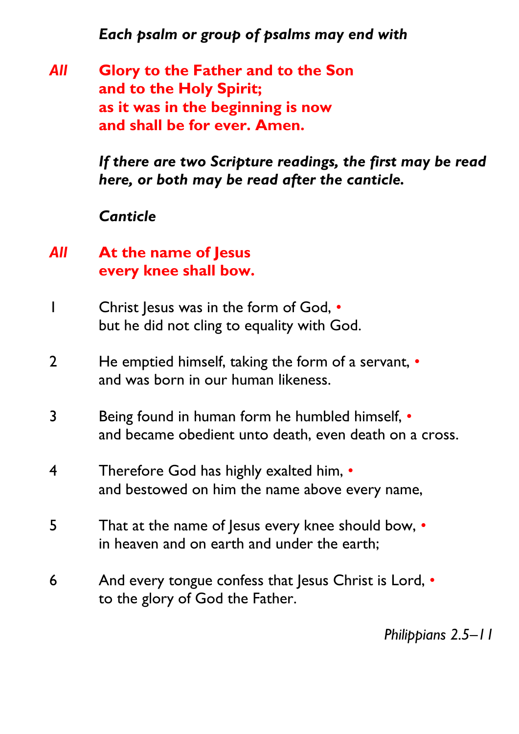*Each psalm or group of psalms may end with*

*All* **Glory to the Father and to the Son**
**and to the Holy Spirit;**
**as it was in the beginning is now**
**and shall be for ever. Amen.**

*If there are two Scripture readings, the first may be read here, or both may be read after the canticle.*

*Canticle*

*All* **At the name of Jesus**
**every knee shall bow.**

1 Christ Jesus was in the form of God, •
but he did not cling to equality with God.

2 He emptied himself, taking the form of a servant, •
and was born in our human likeness.

3 Being found in human form he humbled himself, •
and became obedient unto death, even death on a cross.

4 Therefore God has highly exalted him, •
and bestowed on him the name above every name,

5 That at the name of Jesus every knee should bow, •
in heaven and on earth and under the earth;

6 And every tongue confess that Jesus Christ is Lord, •
to the glory of God the Father.

*Philippians 2.5–11*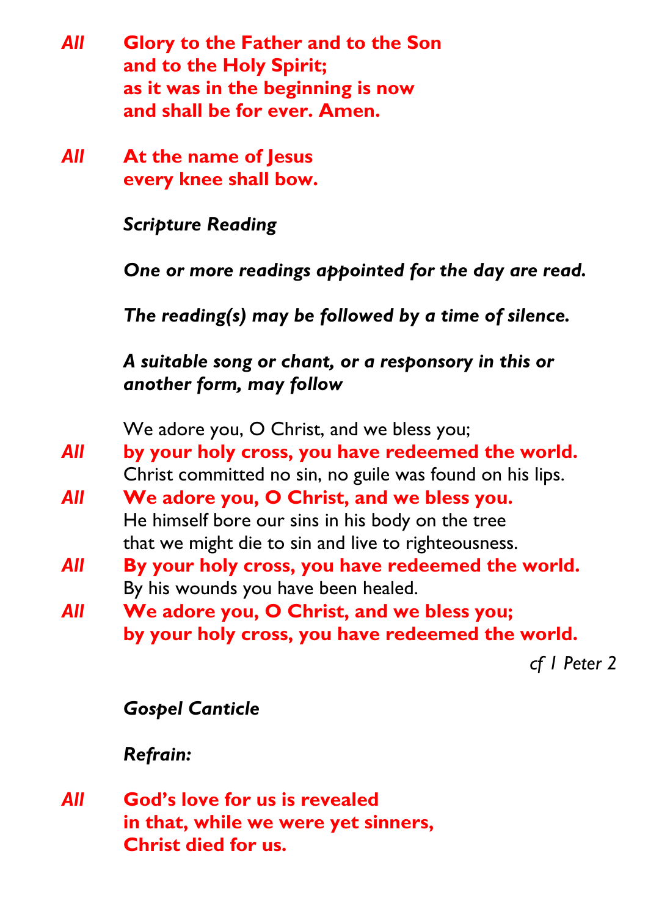*All* **Glory to the Father and to the Son**
**and to the Holy Spirit;**
**as it was in the beginning is now**
**and shall be for ever. Amen.**

*All* **At the name of Jesus**
**every knee shall bow.**

*Scripture Reading*

***One or more readings appointed for the day are read.***

***The reading(s) may be followed by a time of silence.***

***A suitable song or chant, or a responsory in this or another form, may follow***

We adore you, O Christ, and we bless you;
*All* **by your holy cross, you have redeemed the world.**
Christ committed no sin, no guile was found on his lips.
*All* **We adore you, O Christ, and we bless you.**
He himself bore our sins in his body on the tree
that we might die to sin and live to righteousness.
*All* **By your holy cross, you have redeemed the world.**
By his wounds you have been healed.
*All* **We adore you, O Christ, and we bless you;**
**by your holy cross, you have redeemed the world.**

*cf 1 Peter 2*

*Gospel Canticle*

*Refrain:*

*All* **God's love for us is revealed**
**in that, while we were yet sinners,**
**Christ died for us.**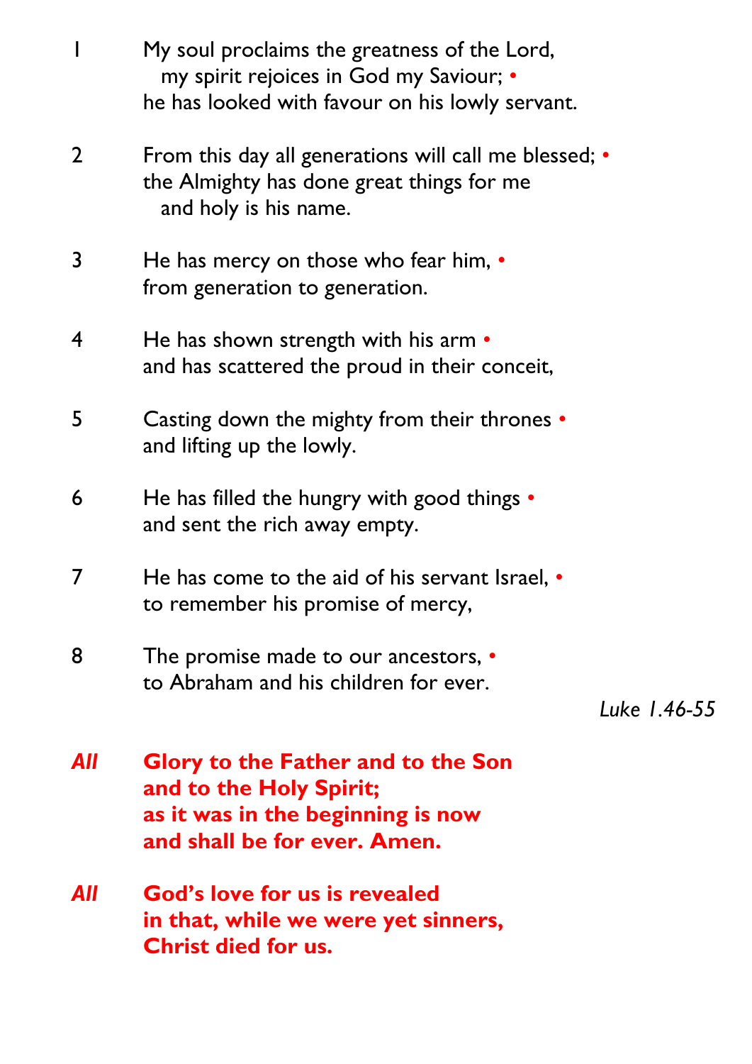1 My soul proclaims the greatness of the Lord,
  my spirit rejoices in God my Saviour; •
he has looked with favour on his lowly servant.

2 From this day all generations will call me blessed; •
the Almighty has done great things for me
  and holy is his name.

3 He has mercy on those who fear him, •
from generation to generation.

4 He has shown strength with his arm •
and has scattered the proud in their conceit,

5 Casting down the mighty from their thrones •
and lifting up the lowly.

6 He has filled the hungry with good things •
and sent the rich away empty.

7 He has come to the aid of his servant Israel, •
to remember his promise of mercy,

8 The promise made to our ancestors, •
to Abraham and his children for ever.

*Luke 1.46-55*

***All*** **Glory to the Father and to the Son
and to the Holy Spirit;
as it was in the beginning is now
and shall be for ever. Amen.**

***All*** **God's love for us is revealed
in that, while we were yet sinners,
Christ died for us.**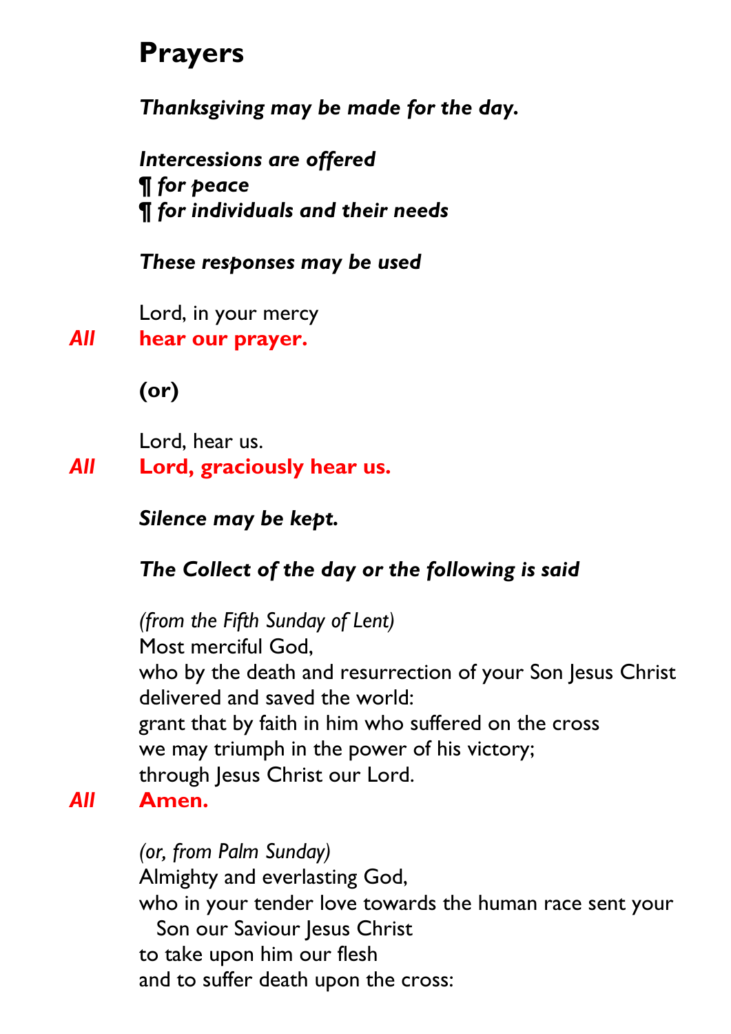# Prayers

***Thanksgiving may be made for the day.***

***Intercessions are offered***
***¶ for peace***
***¶ for individuals and their needs***

***These responses may be used***

Lord, in your mercy
*All* **hear our prayer.**

**(or)**

Lord, hear us.
*All* **Lord, graciously hear us.**

***Silence may be kept.***

***The Collect of the day or the following is said***

*(from the Fifth Sunday of Lent)*
Most merciful God,
who by the death and resurrection of your Son Jesus Christ
delivered and saved the world:
grant that by faith in him who suffered on the cross
we may triumph in the power of his victory;
through Jesus Christ our Lord.
*All* **Amen.**

*(or, from Palm Sunday)*
Almighty and everlasting God,
who in your tender love towards the human race sent your Son our Saviour Jesus Christ
to take upon him our flesh
and to suffer death upon the cross: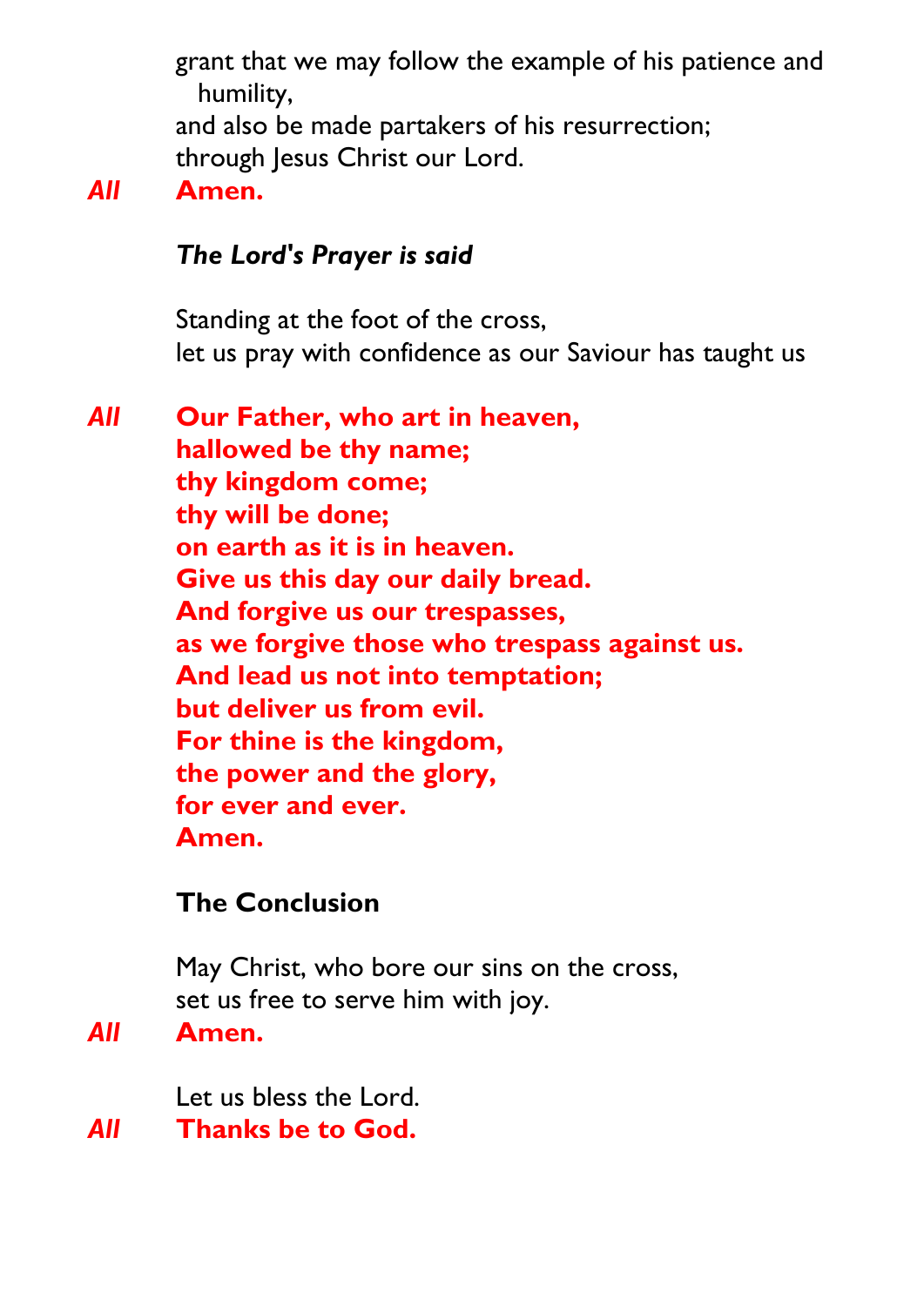grant that we may follow the example of his patience and humility,
and also be made partakers of his resurrection;
through Jesus Christ our Lord.

*All* **Amen.**

***The Lord's Prayer is said***

Standing at the foot of the cross,
let us pray with confidence as our Saviour has taught us

*All* **Our Father, who art in heaven,**
**hallowed be thy name;**
**thy kingdom come;**
**thy will be done;**
**on earth as it is in heaven.**
**Give us this day our daily bread.**
**And forgive us our trespasses,**
**as we forgive those who trespass against us.**
**And lead us not into temptation;**
**but deliver us from evil.**
**For thine is the kingdom,**
**the power and the glory,**
**for ever and ever.**
**Amen.**

**The Conclusion**

May Christ, who bore our sins on the cross,
set us free to serve him with joy.

*All* **Amen.**

Let us bless the Lord.

*All* **Thanks be to God.**